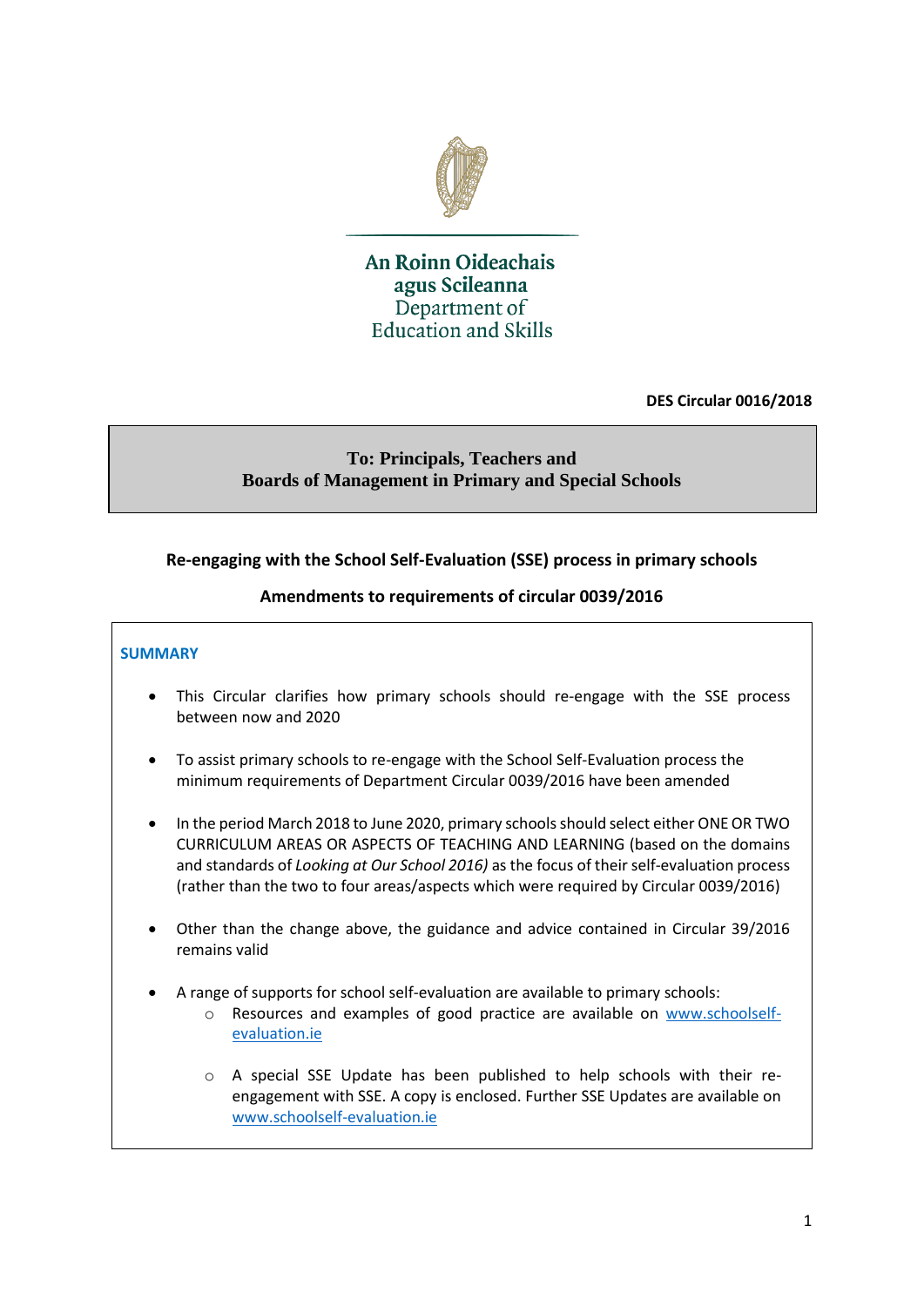An Roinn Oideachais agus Scileanna
Department of Education and Skills

**DES Circular 0016/2018**

**To: Principals, Teachers and Boards of Management in Primary and Special Schools**

## Re-engaging with the School Self-Evaluation (SSE) process in primary schools

## Amendments to requirements of circular 0039/2016

### SUMMARY

- This Circular clarifies how primary schools should re-engage with the SSE process between now and 2020
- To assist primary schools to re-engage with the School Self-Evaluation process the minimum requirements of Department Circular 0039/2016 have been amended
- In the period March 2018 to June 2020, primary schools should select either ONE OR TWO CURRICULUM AREAS OR ASPECTS OF TEACHING AND LEARNING (based on the domains and standards of *Looking at Our School 2016)* as the focus of their self-evaluation process (rather than the two to four areas/aspects which were required by Circular 0039/2016)
- Other than the change above, the guidance and advice contained in Circular 39/2016 remains valid
- A range of supports for school self-evaluation are available to primary schools:
    - Resources and examples of good practice are available on www.schoolself-evaluation.ie
    - A special SSE Update has been published to help schools with their re-engagement with SSE. A copy is enclosed. Further SSE Updates are available on www.schoolself-evaluation.ie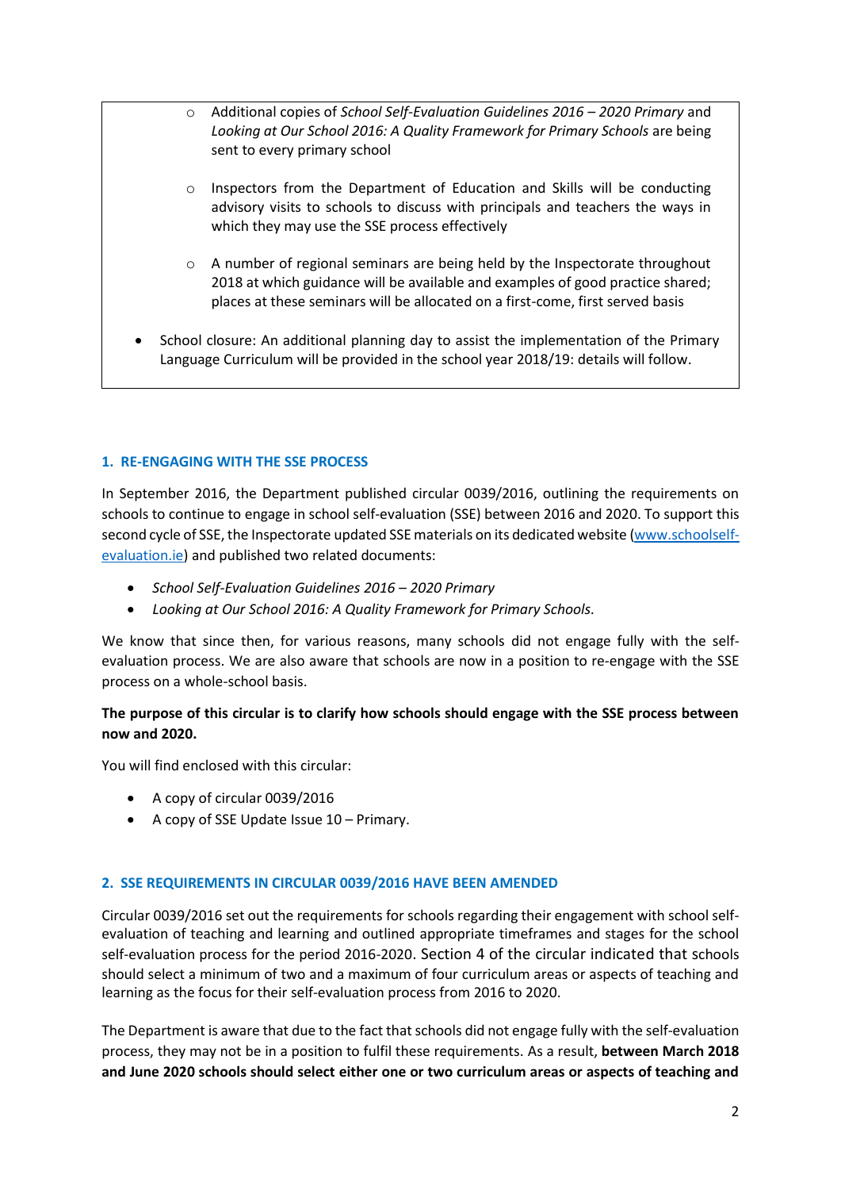- Additional copies of *School Self-Evaluation Guidelines 2016 – 2020 Primary* and *Looking at Our School 2016: A Quality Framework for Primary Schools* are being sent to every primary school

- Inspectors from the Department of Education and Skills will be conducting advisory visits to schools to discuss with principals and teachers the ways in which they may use the SSE process effectively

- A number of regional seminars are being held by the Inspectorate throughout 2018 at which guidance will be available and examples of good practice shared; places at these seminars will be allocated on a first-come, first served basis

- School closure: An additional planning day to assist the implementation of the Primary Language Curriculum will be provided in the school year 2018/19: details will follow.

## 1. RE-ENGAGING WITH THE SSE PROCESS

In September 2016, the Department published circular 0039/2016, outlining the requirements on schools to continue to engage in school self-evaluation (SSE) between 2016 and 2020. To support this second cycle of SSE, the Inspectorate updated SSE materials on its dedicated website ([www.schoolself-evaluation.ie](www.schoolself-evaluation.ie)) and published two related documents:

- *School Self-Evaluation Guidelines 2016 – 2020 Primary*
- *Looking at Our School 2016: A Quality Framework for Primary Schools*.

We know that since then, for various reasons, many schools did not engage fully with the self-evaluation process. We are also aware that schools are now in a position to re-engage with the SSE process on a whole-school basis.

**The purpose of this circular is to clarify how schools should engage with the SSE process between now and 2020.**

You will find enclosed with this circular:

- A copy of circular 0039/2016
- A copy of SSE Update Issue 10 – Primary.

## 2. SSE REQUIREMENTS IN CIRCULAR 0039/2016 HAVE BEEN AMENDED

Circular 0039/2016 set out the requirements for schools regarding their engagement with school self-evaluation of teaching and learning and outlined appropriate timeframes and stages for the school self-evaluation process for the period 2016-2020. Section 4 of the circular indicated that schools should select a minimum of two and a maximum of four curriculum areas or aspects of teaching and learning as the focus for their self-evaluation process from 2016 to 2020.

The Department is aware that due to the fact that schools did not engage fully with the self-evaluation process, they may not be in a position to fulfil these requirements. As a result, **between March 2018 and June 2020 schools should select either one or two curriculum areas or aspects of teaching and**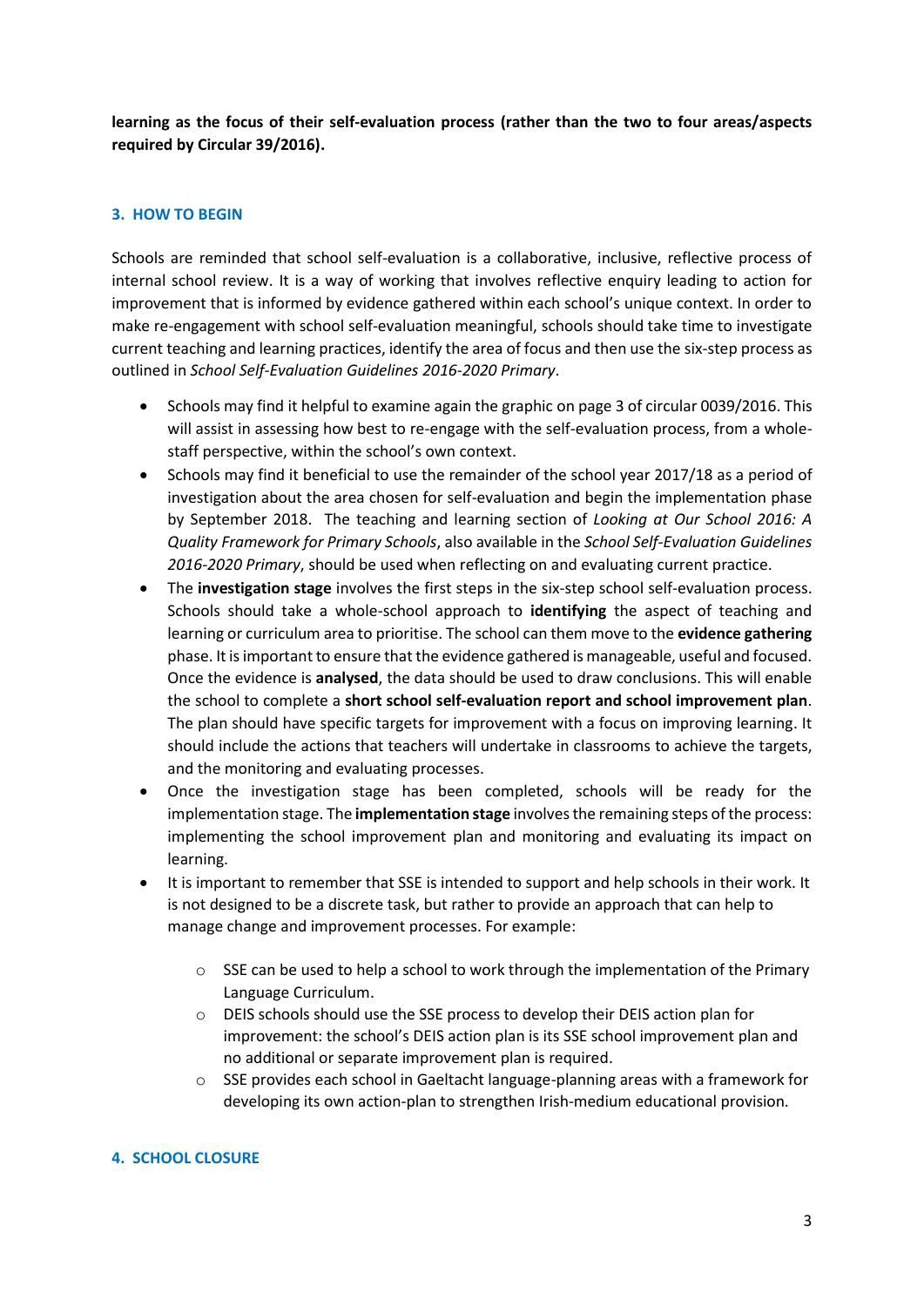**learning as the focus of their self-evaluation process (rather than the two to four areas/aspects required by Circular 39/2016).**

## 3. HOW TO BEGIN

Schools are reminded that school self-evaluation is a collaborative, inclusive, reflective process of internal school review. It is a way of working that involves reflective enquiry leading to action for improvement that is informed by evidence gathered within each school's unique context. In order to make re-engagement with school self-evaluation meaningful, schools should take time to investigate current teaching and learning practices, identify the area of focus and then use the six-step process as outlined in *School Self-Evaluation Guidelines 2016-2020 Primary*.

- Schools may find it helpful to examine again the graphic on page 3 of circular 0039/2016. This will assist in assessing how best to re-engage with the self-evaluation process, from a whole-staff perspective, within the school's own context.
- Schools may find it beneficial to use the remainder of the school year 2017/18 as a period of investigation about the area chosen for self-evaluation and begin the implementation phase by September 2018. The teaching and learning section of *Looking at Our School 2016: A Quality Framework for Primary Schools*, also available in the *School Self-Evaluation Guidelines 2016-2020 Primary*, should be used when reflecting on and evaluating current practice.
- The **investigation stage** involves the first steps in the six-step school self-evaluation process. Schools should take a whole-school approach to **identifying** the aspect of teaching and learning or curriculum area to prioritise. The school can them move to the **evidence gathering** phase. It is important to ensure that the evidence gathered is manageable, useful and focused. Once the evidence is **analysed**, the data should be used to draw conclusions. This will enable the school to complete a **short school self-evaluation report and school improvement plan**. The plan should have specific targets for improvement with a focus on improving learning. It should include the actions that teachers will undertake in classrooms to achieve the targets, and the monitoring and evaluating processes.
- Once the investigation stage has been completed, schools will be ready for the implementation stage. The **implementation stage** involves the remaining steps of the process: implementing the school improvement plan and monitoring and evaluating its impact on learning.
- It is important to remember that SSE is intended to support and help schools in their work. It is not designed to be a discrete task, but rather to provide an approach that can help to manage change and improvement processes. For example:
    - SSE can be used to help a school to work through the implementation of the Primary Language Curriculum.
    - DEIS schools should use the SSE process to develop their DEIS action plan for improvement: the school's DEIS action plan is its SSE school improvement plan and no additional or separate improvement plan is required.
    - SSE provides each school in Gaeltacht language-planning areas with a framework for developing its own action-plan to strengthen Irish-medium educational provision.

## 4. SCHOOL CLOSURE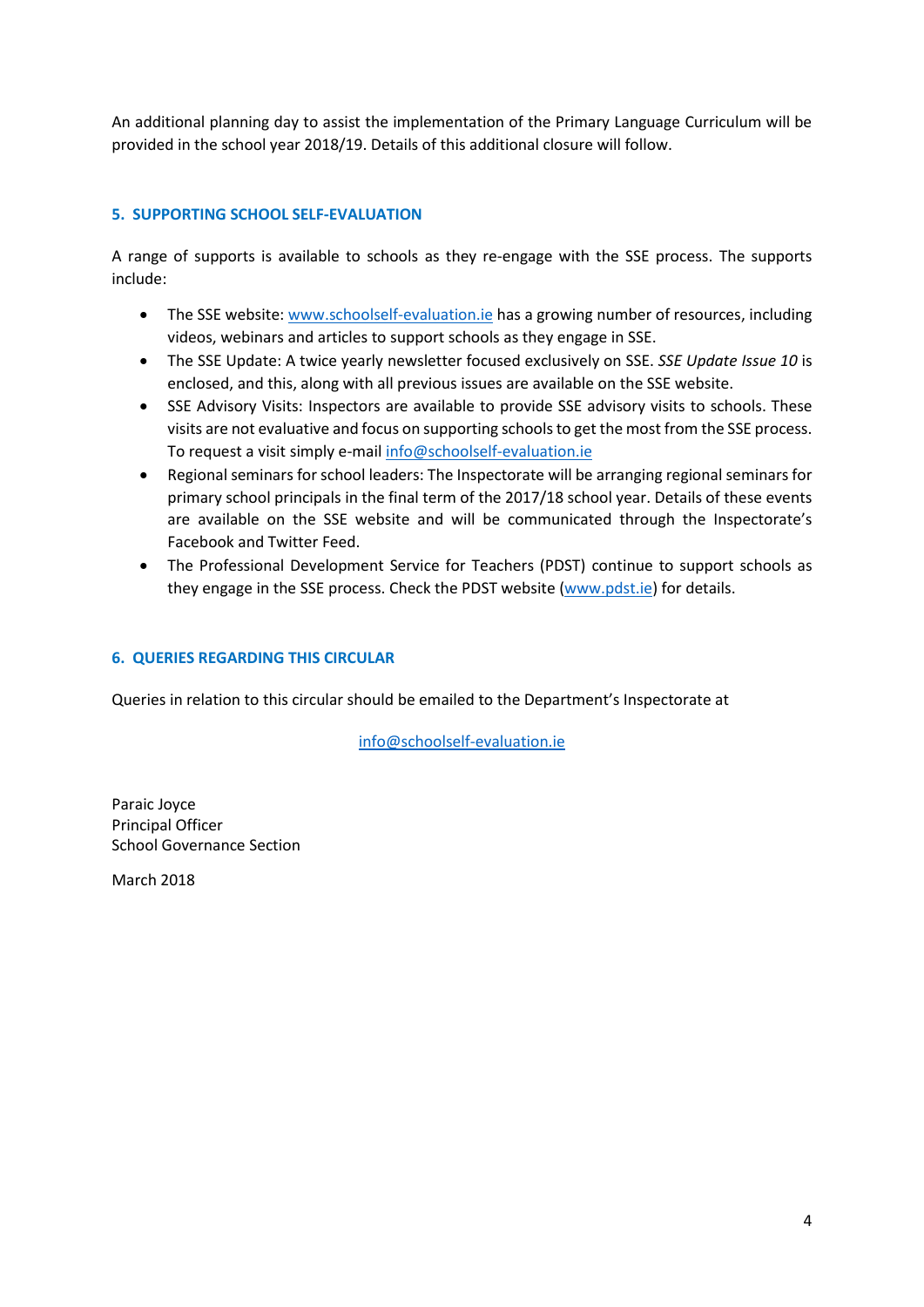An additional planning day to assist the implementation of the Primary Language Curriculum will be provided in the school year 2018/19. Details of this additional closure will follow.

## 5. SUPPORTING SCHOOL SELF-EVALUATION

A range of supports is available to schools as they re-engage with the SSE process. The supports include:

- The SSE website: www.schoolself-evaluation.ie has a growing number of resources, including videos, webinars and articles to support schools as they engage in SSE.
- The SSE Update: A twice yearly newsletter focused exclusively on SSE. *SSE Update Issue 10* is enclosed, and this, along with all previous issues are available on the SSE website.
- SSE Advisory Visits: Inspectors are available to provide SSE advisory visits to schools. These visits are not evaluative and focus on supporting schools to get the most from the SSE process. To request a visit simply e-mail info@schoolself-evaluation.ie
- Regional seminars for school leaders: The Inspectorate will be arranging regional seminars for primary school principals in the final term of the 2017/18 school year. Details of these events are available on the SSE website and will be communicated through the Inspectorate's Facebook and Twitter Feed.
- The Professional Development Service for Teachers (PDST) continue to support schools as they engage in the SSE process. Check the PDST website (www.pdst.ie) for details.

## 6. QUERIES REGARDING THIS CIRCULAR

Queries in relation to this circular should be emailed to the Department's Inspectorate at

info@schoolself-evaluation.ie

Paraic Joyce
Principal Officer
School Governance Section

March 2018